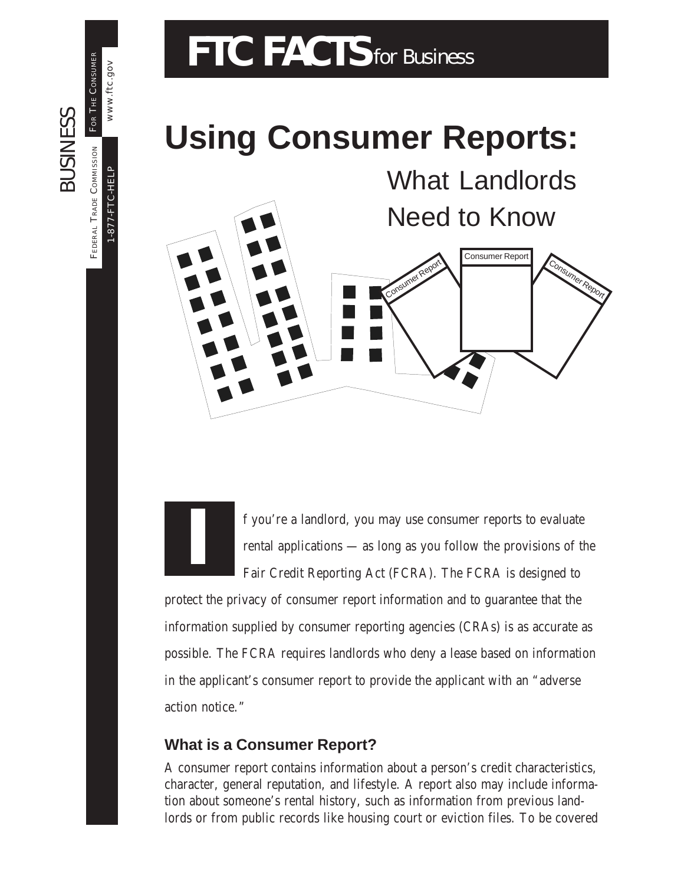# FTC FACTS for Business

BUSINESS

FEDERAL TRADE COMMISSION · FOR THE CONSUMER

1-877-FTC-HELP · www.ftc.gov

# Using Consumer Reports:

## What Landlords Need to Know

If you're a landlord, you may use consumer reports to evaluate rental applications — as long as you follow the provisions of the Fair Credit Reporting Act (FCRA). The FCRA is designed to protect the privacy of consumer report information and to guarantee that the information supplied by consumer reporting agencies (CRAs) is as accurate as possible. The FCRA requires landlords who deny a lease based on information in the applicant's consumer report to provide the applicant with an "adverse action notice."

### What is a Consumer Report?

A consumer report contains information about a person's credit characteristics, character, general reputation, and lifestyle. A report also may include information about someone's rental history, such as information from previous landlords or from public records like housing court or eviction files. To be covered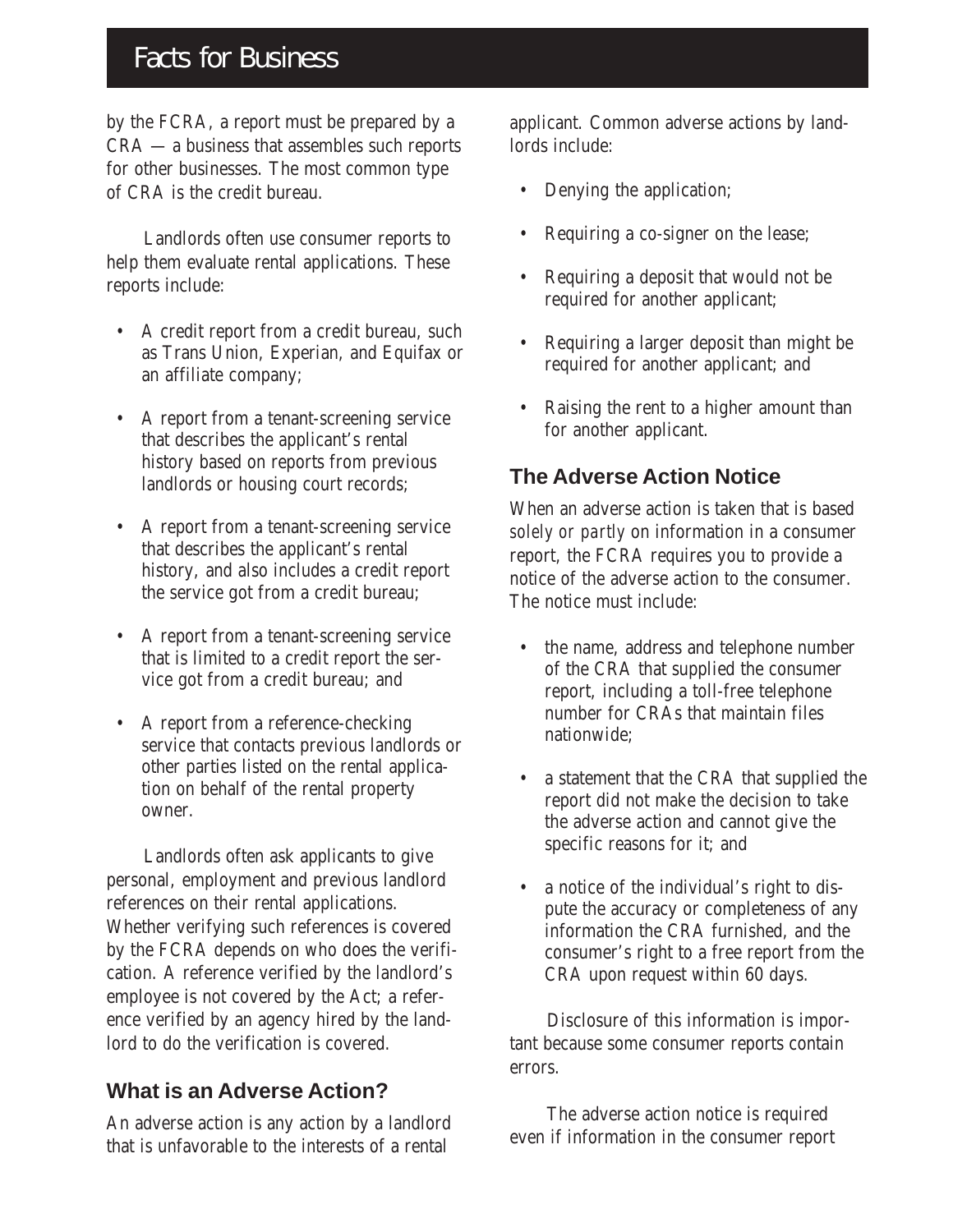by the FCRA, a report must be prepared by a CRA — a business that assembles such reports for other businesses. The most common type of CRA is the credit bureau.

Landlords often use consumer reports to help them evaluate rental applications. These reports include:

- A credit report from a credit bureau, such as Trans Union, Experian, and Equifax or an affiliate company;
- A report from a tenant-screening service that describes the applicant's rental history based on reports from previous landlords or housing court records;
- A report from a tenant-screening service that describes the applicant's rental history, and also includes a credit report the service got from a credit bureau;
- A report from a tenant-screening service that is limited to a credit report the service got from a credit bureau; and
- A report from a reference-checking service that contacts previous landlords or other parties listed on the rental application on behalf of the rental property owner.

Landlords often ask applicants to give personal, employment and previous landlord references on their rental applications. Whether verifying such references is covered by the FCRA depends on who does the verification. A reference verified by the landlord's employee is not covered by the Act; a reference verified by an agency hired by the landlord to do the verification is covered.

## What is an Adverse Action?

An adverse action is any action by a landlord that is unfavorable to the interests of a rental applicant. Common adverse actions by landlords include:

- Denying the application;
- Requiring a co-signer on the lease;
- Requiring a deposit that would not be required for another applicant;
- Requiring a larger deposit than might be required for another applicant; and
- Raising the rent to a higher amount than for another applicant.

## The Adverse Action Notice

When an adverse action is taken that is based *solely or partly* on information in a consumer report, the FCRA requires you to provide a notice of the adverse action to the consumer. The notice must include:

- the name, address and telephone number of the CRA that supplied the consumer report, including a toll-free telephone number for CRAs that maintain files nationwide;
- a statement that the CRA that supplied the report did not make the decision to take the adverse action and cannot give the specific reasons for it; and
- a notice of the individual's right to dispute the accuracy or completeness of any information the CRA furnished, and the consumer's right to a free report from the CRA upon request within 60 days.

Disclosure of this information is important because some consumer reports contain errors.

The adverse action notice is required even if information in the consumer report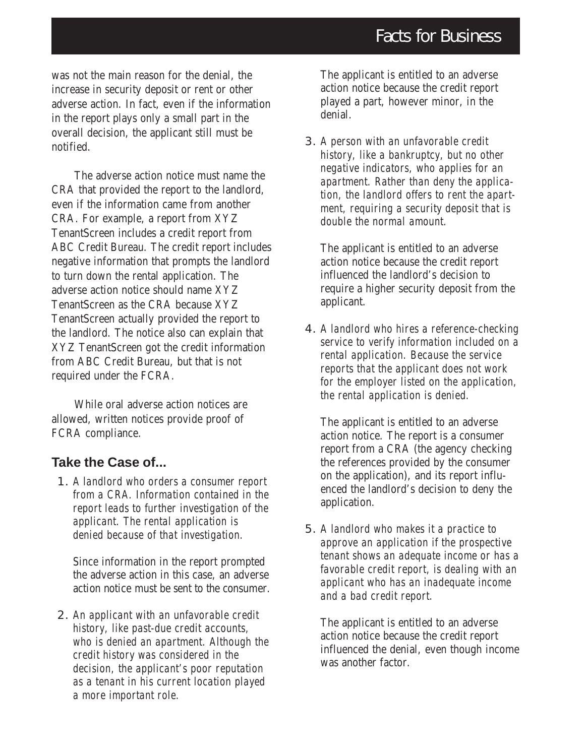was not the main reason for the denial, the increase in security deposit or rent or other adverse action. In fact, even if the information in the report plays only a small part in the overall decision, the applicant still must be notified.

The adverse action notice must name the CRA that provided the report to the landlord, even if the information came from another CRA. For example, a report from XYZ TenantScreen includes a credit report from ABC Credit Bureau. The credit report includes negative information that prompts the landlord to turn down the rental application. The adverse action notice should name XYZ TenantScreen as the CRA because XYZ TenantScreen actually provided the report to the landlord. The notice also can explain that XYZ TenantScreen got the credit information from ABC Credit Bureau, but that is not required under the FCRA.

While oral adverse action notices are allowed, written notices provide proof of FCRA compliance.

## Take the Case of...

1. *A landlord who orders a consumer report from a CRA. Information contained in the report leads to further investigation of the applicant. The rental application is denied because of that investigation.*

   Since information in the report prompted the adverse action in this case, an adverse action notice must be sent to the consumer.

2. *An applicant with an unfavorable credit history, like past-due credit accounts, who is denied an apartment. Although the credit history was considered in the decision, the applicant's poor reputation as a tenant in his current location played a more important role.*

   The applicant is entitled to an adverse action notice because the credit report played a part, however minor, in the denial.

3. *A person with an unfavorable credit history, like a bankruptcy, but no other negative indicators, who applies for an apartment. Rather than deny the application, the landlord offers to rent the apartment, requiring a security deposit that is double the normal amount.*

   The applicant is entitled to an adverse action notice because the credit report influenced the landlord's decision to require a higher security deposit from the applicant.

4. *A landlord who hires a reference-checking service to verify information included on a rental application. Because the service reports that the applicant does not work for the employer listed on the application, the rental application is denied.*

   The applicant is entitled to an adverse action notice. The report is a consumer report from a CRA (the agency checking the references provided by the consumer on the application), and its report influenced the landlord's decision to deny the application.

5. *A landlord who makes it a practice to approve an application if the prospective tenant shows an adequate income or has a favorable credit report, is dealing with an applicant who has an inadequate income and a bad credit report.*

   The applicant is entitled to an adverse action notice because the credit report influenced the denial, even though income was another factor.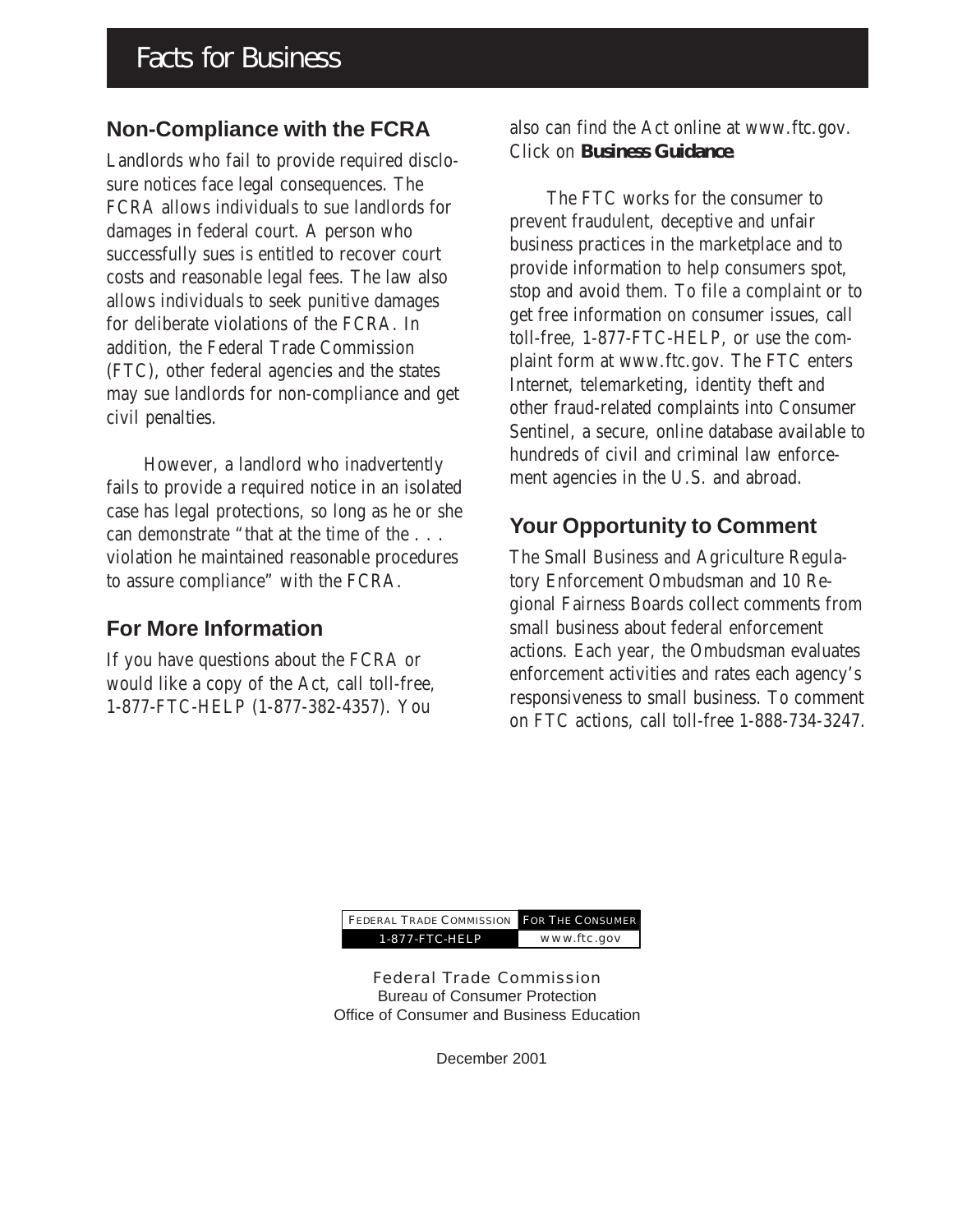## Non-Compliance with the FCRA

Landlords who fail to provide required disclosure notices face legal consequences. The FCRA allows individuals to sue landlords for damages in federal court. A person who successfully sues is entitled to recover court costs and reasonable legal fees. The law also allows individuals to seek punitive damages for deliberate violations of the FCRA. In addition, the Federal Trade Commission (FTC), other federal agencies and the states may sue landlords for non-compliance and get civil penalties.

However, a landlord who inadvertently fails to provide a required notice in an isolated case has legal protections, so long as he or she can demonstrate "that at the time of the . . . violation he maintained reasonable procedures to assure compliance" with the FCRA.

## For More Information

If you have questions about the FCRA or would like a copy of the Act, call toll-free, 1-877-FTC-HELP (1-877-382-4357). You also can find the Act online at www.ftc.gov. Click on **Business Guidance**.

The FTC works for the consumer to prevent fraudulent, deceptive and unfair business practices in the marketplace and to provide information to help consumers spot, stop and avoid them. To file a complaint or to get free information on consumer issues, call toll-free, 1-877-FTC-HELP, or use the complaint form at www.ftc.gov. The FTC enters Internet, telemarketing, identity theft and other fraud-related complaints into Consumer Sentinel, a secure, online database available to hundreds of civil and criminal law enforcement agencies in the U.S. and abroad.

## Your Opportunity to Comment

The Small Business and Agriculture Regulatory Enforcement Ombudsman and 10 Regional Fairness Boards collect comments from small business about federal enforcement actions. Each year, the Ombudsman evaluates enforcement activities and rates each agency's responsiveness to small business. To comment on FTC actions, call toll-free 1-888-734-3247.

FEDERAL TRADE COMMISSION | FOR THE CONSUMER
1-877-FTC-HELP | www.ftc.gov

Federal Trade Commission
Bureau of Consumer Protection
Office of Consumer and Business Education

December 2001